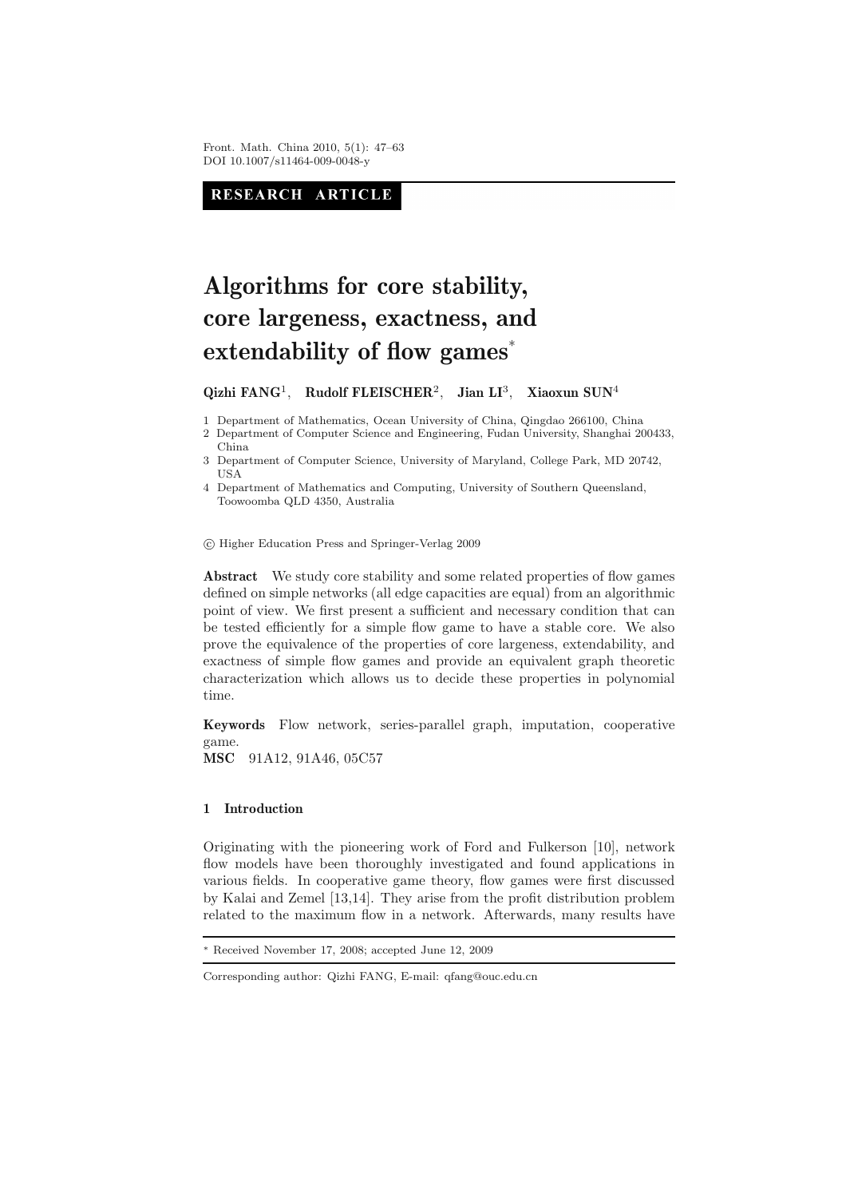Front. Math. China 2010, 5(1): 47–63
DOI 10.1007/s11464-009-0048-y

**RESEARCH ARTICLE**

# Algorithms for core stability, core largeness, exactness, and extendability of flow games*

**Qizhi FANG[1], Rudolf FLEISCHER[2], Jian LI[3], Xiaoxun SUN[4]**

1 Department of Mathematics, Ocean University of China, Qingdao 266100, China
2 Department of Computer Science and Engineering, Fudan University, Shanghai 200433, China
3 Department of Computer Science, University of Maryland, College Park, MD 20742, USA
4 Department of Mathematics and Computing, University of Southern Queensland, Toowoomba QLD 4350, Australia

© Higher Education Press and Springer-Verlag 2009

**Abstract** We study core stability and some related properties of flow games defined on simple networks (all edge capacities are equal) from an algorithmic point of view. We first present a sufficient and necessary condition that can be tested efficiently for a simple flow game to have a stable core. We also prove the equivalence of the properties of core largeness, extendability, and exactness of simple flow games and provide an equivalent graph theoretic characterization which allows us to decide these properties in polynomial time.

**Keywords** Flow network, series-parallel graph, imputation, cooperative game.
**MSC** 91A12, 91A46, 05C57

## 1 Introduction

Originating with the pioneering work of Ford and Fulkerson [10], network flow models have been thoroughly investigated and found applications in various fields. In cooperative game theory, flow games were first discussed by Kalai and Zemel [13,14]. They arise from the profit distribution problem related to the maximum flow in a network. Afterwards, many results have

---

* Received November 17, 2008; accepted June 12, 2009

Corresponding author: Qizhi FANG, E-mail: qfang@ouc.edu.cn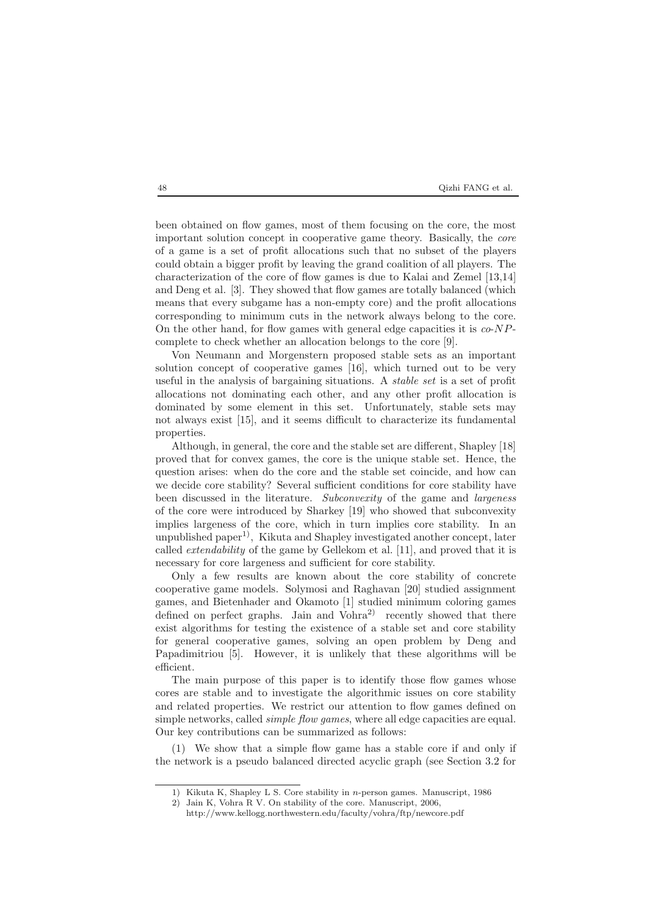been obtained on flow games, most of them focusing on the core, the most important solution concept in cooperative game theory. Basically, the *core* of a game is a set of profit allocations such that no subset of the players could obtain a bigger profit by leaving the grand coalition of all players. The characterization of the core of flow games is due to Kalai and Zemel [13,14] and Deng et al. [3]. They showed that flow games are totally balanced (which means that every subgame has a non-empty core) and the profit allocations corresponding to minimum cuts in the network always belong to the core. On the other hand, for flow games with general edge capacities it is *co-NP*-complete to check whether an allocation belongs to the core [9].

Von Neumann and Morgenstern proposed stable sets as an important solution concept of cooperative games [16], which turned out to be very useful in the analysis of bargaining situations. A *stable set* is a set of profit allocations not dominating each other, and any other profit allocation is dominated by some element in this set. Unfortunately, stable sets may not always exist [15], and it seems difficult to characterize its fundamental properties.

Although, in general, the core and the stable set are different, Shapley [18] proved that for convex games, the core is the unique stable set. Hence, the question arises: when do the core and the stable set coincide, and how can we decide core stability? Several sufficient conditions for core stability have been discussed in the literature. *Subconvexity* of the game and *largeness* of the core were introduced by Sharkey [19] who showed that subconvexity implies largeness of the core, which in turn implies core stability. In an unpublished paper[1], Kikuta and Shapley investigated another concept, later called *extendability* of the game by Gellekom et al. [11], and proved that it is necessary for core largeness and sufficient for core stability.

Only a few results are known about the core stability of concrete cooperative game models. Solymosi and Raghavan [20] studied assignment games, and Bietenhader and Okamoto [1] studied minimum coloring games defined on perfect graphs. Jain and Vohra[2] recently showed that there exist algorithms for testing the existence of a stable set and core stability for general cooperative games, solving an open problem by Deng and Papadimitriou [5]. However, it is unlikely that these algorithms will be efficient.

The main purpose of this paper is to identify those flow games whose cores are stable and to investigate the algorithmic issues on core stability and related properties. We restrict our attention to flow games defined on simple networks, called *simple flow games*, where all edge capacities are equal. Our key contributions can be summarized as follows:

(1) We show that a simple flow game has a stable core if and only if the network is a pseudo balanced directed acyclic graph (see Section 3.2 for

1) Kikuta K, Shapley L S. Core stability in $n$-person games. Manuscript, 1986

2) Jain K, Vohra R V. On stability of the core. Manuscript, 2006, http://www.kellogg.northwestern.edu/faculty/vohra/ftp/newcore.pdf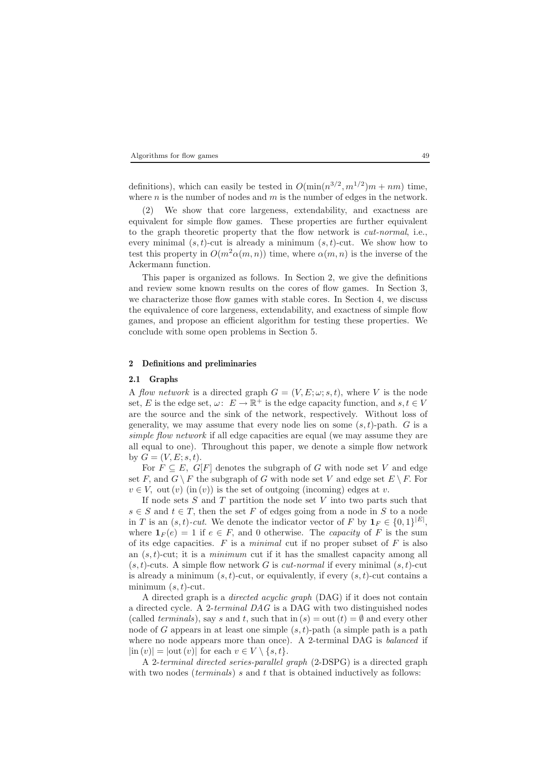definitions), which can easily be tested in $O(\min(n^{3/2}, m^{1/2})m + nm)$ time, where $n$ is the number of nodes and $m$ is the number of edges in the network.

(2) We show that core largeness, extendability, and exactness are equivalent for simple flow games. These properties are further equivalent to the graph theoretic property that the flow network is *cut-normal*, i.e., every minimal $(s,t)$-cut is already a minimum $(s,t)$-cut. We show how to test this property in $O(m^2\alpha(m,n))$ time, where $\alpha(m,n)$ is the inverse of the Ackermann function.

This paper is organized as follows. In Section 2, we give the definitions and review some known results on the cores of flow games. In Section 3, we characterize those flow games with stable cores. In Section 4, we discuss the equivalence of core largeness, extendability, and exactness of simple flow games, and propose an efficient algorithm for testing these properties. We conclude with some open problems in Section 5.

## 2 Definitions and preliminaries

### 2.1 Graphs

A *flow network* is a directed graph $G = (V, E; \omega; s, t)$, where $V$ is the node set, $E$ is the edge set, $\omega\colon\ E \to \mathbb{R}^+$ is the edge capacity function, and $s, t \in V$ are the source and the sink of the network, respectively. Without loss of generality, we may assume that every node lies on some $(s,t)$-path. $G$ is a *simple flow network* if all edge capacities are equal (we may assume they are all equal to one). Throughout this paper, we denote a simple flow network by $G = (V, E; s, t)$.

For $F \subseteq E$, $G[F]$ denotes the subgraph of $G$ with node set $V$ and edge set $F$, and $G \setminus F$ the subgraph of $G$ with node set $V$ and edge set $E \setminus F$. For $v \in V$, $\operatorname{out}(v)$ $(\operatorname{in}(v))$ is the set of outgoing (incoming) edges at $v$.

If node sets $S$ and $T$ partition the node set $V$ into two parts such that $s \in S$ and $t \in T$, then the set $F$ of edges going from a node in $S$ to a node in $T$ is an *$(s,t)$-cut*. We denote the indicator vector of $F$ by $\mathbf{1}_F \in \{0,1\}^{|E|}$, where $\mathbf{1}_F(e) = 1$ if $e \in F$, and 0 otherwise. The *capacity* of $F$ is the sum of its edge capacities. $F$ is a *minimal* cut if no proper subset of $F$ is also an $(s,t)$-cut; it is a *minimum* cut if it has the smallest capacity among all $(s,t)$-cuts. A simple flow network $G$ is *cut-normal* if every minimal $(s,t)$-cut is already a minimum $(s,t)$-cut, or equivalently, if every $(s,t)$-cut contains a minimum $(s,t)$-cut.

A directed graph is a *directed acyclic graph* (DAG) if it does not contain a directed cycle. A *2-terminal DAG* is a DAG with two distinguished nodes (called *terminals*), say $s$ and $t$, such that $\operatorname{in}(s) = \operatorname{out}(t) = \emptyset$ and every other node of $G$ appears in at least one simple $(s,t)$-path (a simple path is a path where no node appears more than once). A 2-terminal DAG is *balanced* if $|\operatorname{in}(v)| = |\operatorname{out}(v)|$ for each $v \in V \setminus \{s,t\}$.

A *2-terminal directed series-parallel graph* (2-DSPG) is a directed graph with two nodes (*terminals*) $s$ and $t$ that is obtained inductively as follows: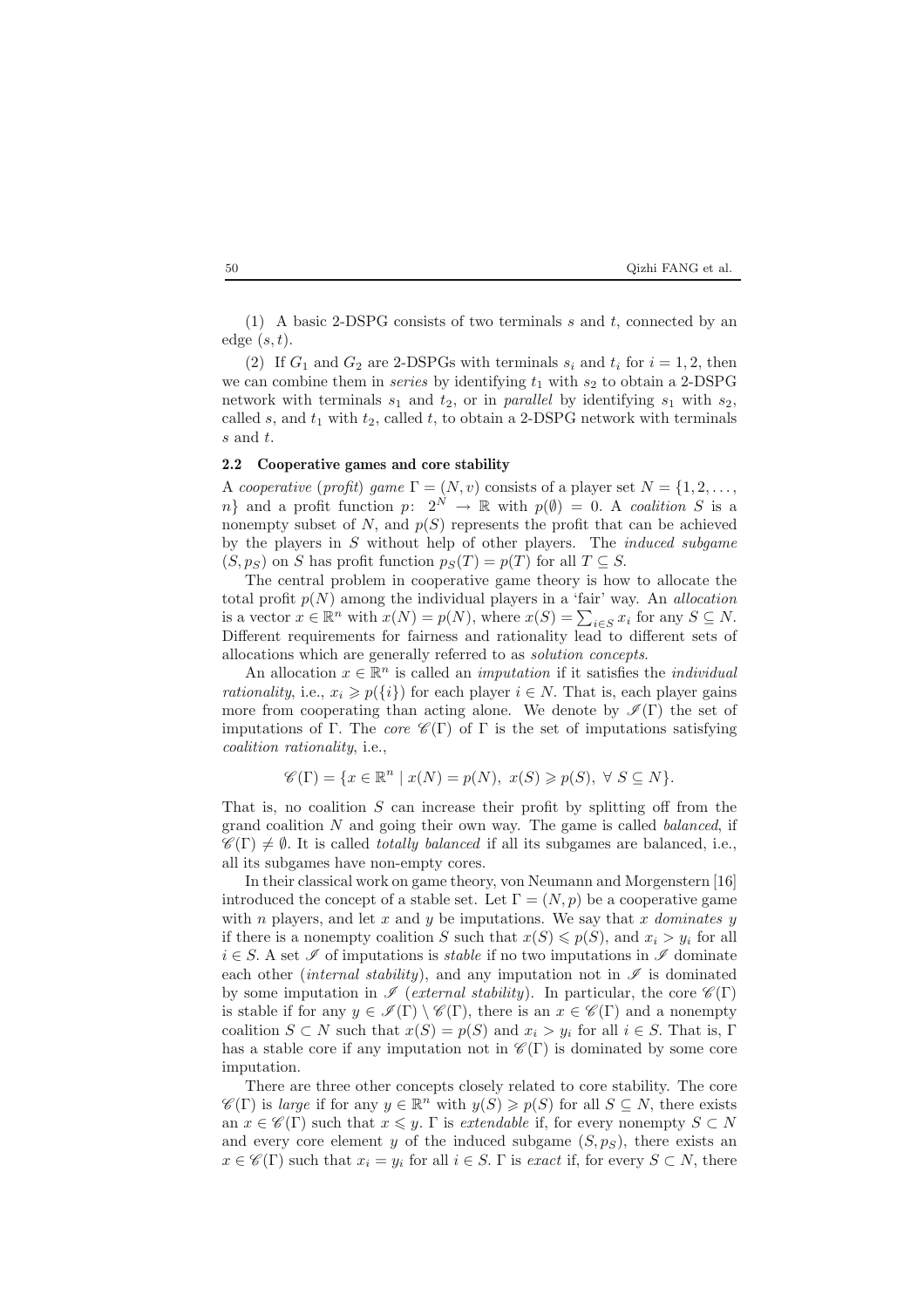(1) A basic 2-DSPG consists of two terminals $s$ and $t$, connected by an edge $(s, t)$.

(2) If $G_1$ and $G_2$ are 2-DSPGs with terminals $s_i$ and $t_i$ for $i = 1, 2$, then we can combine them in *series* by identifying $t_1$ with $s_2$ to obtain a 2-DSPG network with terminals $s_1$ and $t_2$, or in *parallel* by identifying $s_1$ with $s_2$, called $s$, and $t_1$ with $t_2$, called $t$, to obtain a 2-DSPG network with terminals $s$ and $t$.

### 2.2 Cooperative games and core stability

A *cooperative* (*profit*) *game* $\Gamma = (N, v)$ consists of a player set $N = \{1, 2, \ldots, n\}$ and a profit function $p$: $2^N \to \mathbb{R}$ with $p(\emptyset) = 0$. A *coalition* $S$ is a nonempty subset of $N$, and $p(S)$ represents the profit that can be achieved by the players in $S$ without help of other players. The *induced subgame* $(S, p_S)$ on $S$ has profit function $p_S(T) = p(T)$ for all $T \subseteq S$.

The central problem in cooperative game theory is how to allocate the total profit $p(N)$ among the individual players in a 'fair' way. An *allocation* is a vector $x \in \mathbb{R}^n$ with $x(N) = p(N)$, where $x(S) = \sum_{i \in S} x_i$ for any $S \subseteq N$. Different requirements for fairness and rationality lead to different sets of allocations which are generally referred to as *solution concepts*.

An allocation $x \in \mathbb{R}^n$ is called an *imputation* if it satisfies the *individual rationality*, i.e., $x_i \geqslant p(\{i\})$ for each player $i \in N$. That is, each player gains more from cooperating than acting alone. We denote by $\mathscr{I}(\Gamma)$ the set of imputations of $\Gamma$. The *core* $\mathscr{C}(\Gamma)$ of $\Gamma$ is the set of imputations satisfying *coalition rationality*, i.e.,

$$\mathscr{C}(\Gamma) = \{x \in \mathbb{R}^n \mid x(N) = p(N),\ x(S) \geqslant p(S),\ \forall\ S \subseteq N\}.$$

That is, no coalition $S$ can increase their profit by splitting off from the grand coalition $N$ and going their own way. The game is called *balanced*, if $\mathscr{C}(\Gamma) \neq \emptyset$. It is called *totally balanced* if all its subgames are balanced, i.e., all its subgames have non-empty cores.

In their classical work on game theory, von Neumann and Morgenstern [16] introduced the concept of a stable set. Let $\Gamma = (N, p)$ be a cooperative game with $n$ players, and let $x$ and $y$ be imputations. We say that $x$ *dominates* $y$ if there is a nonempty coalition $S$ such that $x(S) \leqslant p(S)$, and $x_i > y_i$ for all $i \in S$. A set $\mathscr{I}$ of imputations is *stable* if no two imputations in $\mathscr{I}$ dominate each other (*internal stability*), and any imputation not in $\mathscr{I}$ is dominated by some imputation in $\mathscr{I}$ (*external stability*). In particular, the core $\mathscr{C}(\Gamma)$ is stable if for any $y \in \mathscr{I}(\Gamma) \setminus \mathscr{C}(\Gamma)$, there is an $x \in \mathscr{C}(\Gamma)$ and a nonempty coalition $S \subset N$ such that $x(S) = p(S)$ and $x_i > y_i$ for all $i \in S$. That is, $\Gamma$ has a stable core if any imputation not in $\mathscr{C}(\Gamma)$ is dominated by some core imputation.

There are three other concepts closely related to core stability. The core $\mathscr{C}(\Gamma)$ is *large* if for any $y \in \mathbb{R}^n$ with $y(S) \geqslant p(S)$ for all $S \subseteq N$, there exists an $x \in \mathscr{C}(\Gamma)$ such that $x \leqslant y$. $\Gamma$ is *extendable* if, for every nonempty $S \subset N$ and every core element $y$ of the induced subgame $(S, p_S)$, there exists an $x \in \mathscr{C}(\Gamma)$ such that $x_i = y_i$ for all $i \in S$. $\Gamma$ is *exact* if, for every $S \subset N$, there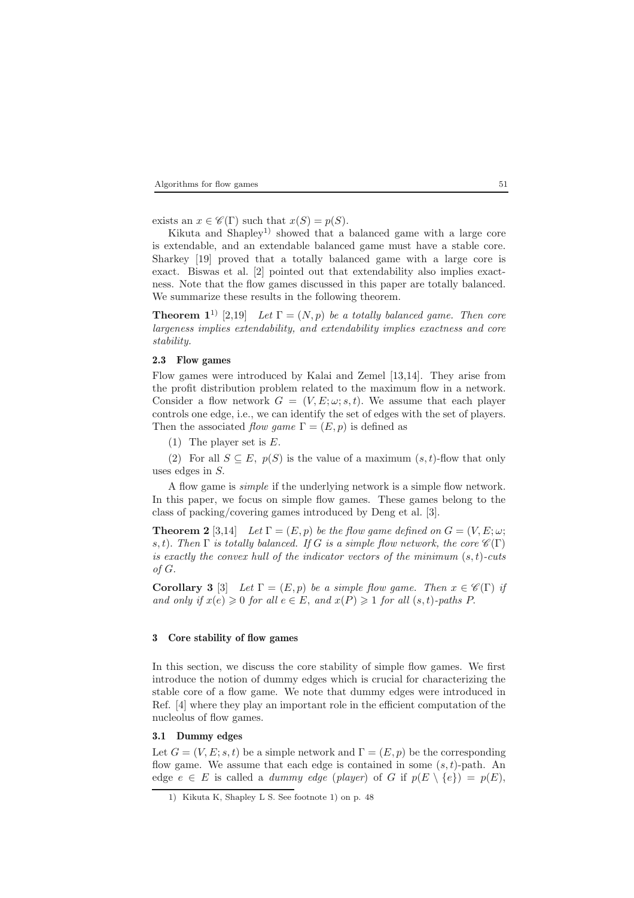exists an $x \in \mathscr{C}(\Gamma)$ such that $x(S) = p(S)$.

Kikuta and Shapley[1)] showed that a balanced game with a large core is extendable, and an extendable balanced game must have a stable core. Sharkey [19] proved that a totally balanced game with a large core is exact. Biswas et al. [2] pointed out that extendability also implies exactness. Note that the flow games discussed in this paper are totally balanced. We summarize these results in the following theorem.

**Theorem 1**[1)] [2,19] *Let $\Gamma = (N, p)$ be a totally balanced game. Then core largeness implies extendability, and extendability implies exactness and core stability.*

### 2.3 Flow games

Flow games were introduced by Kalai and Zemel [13,14]. They arise from the profit distribution problem related to the maximum flow in a network. Consider a flow network $G = (V, E; \omega; s, t)$. We assume that each player controls one edge, i.e., we can identify the set of edges with the set of players. Then the associated *flow game* $\Gamma = (E, p)$ is defined as

(1) The player set is $E$.

(2) For all $S \subseteq E$, $p(S)$ is the value of a maximum $(s, t)$-flow that only uses edges in $S$.

A flow game is *simple* if the underlying network is a simple flow network. In this paper, we focus on simple flow games. These games belong to the class of packing/covering games introduced by Deng et al. [3].

**Theorem 2** [3,14] *Let $\Gamma = (E, p)$ be the flow game defined on $G = (V, E; \omega; s, t)$. Then $\Gamma$ is totally balanced. If $G$ is a simple flow network, the core $\mathscr{C}(\Gamma)$ is exactly the convex hull of the indicator vectors of the minimum $(s, t)$-cuts of $G$.*

**Corollary 3** [3] *Let $\Gamma = (E, p)$ be a simple flow game. Then $x \in \mathscr{C}(\Gamma)$ if and only if $x(e) \geqslant 0$ for all $e \in E$, and $x(P) \geqslant 1$ for all $(s, t)$-paths $P$.*

## 3 Core stability of flow games

In this section, we discuss the core stability of simple flow games. We first introduce the notion of dummy edges which is crucial for characterizing the stable core of a flow game. We note that dummy edges were introduced in Ref. [4] where they play an important role in the efficient computation of the nucleolus of flow games.

### 3.1 Dummy edges

Let $G = (V, E; s, t)$ be a simple network and $\Gamma = (E, p)$ be the corresponding flow game. We assume that each edge is contained in some $(s, t)$-path. An edge $e \in E$ is called a *dummy edge* (*player*) of $G$ if $p(E \setminus \{e\}) = p(E)$,

1) Kikuta K, Shapley L S. See footnote 1) on p. 48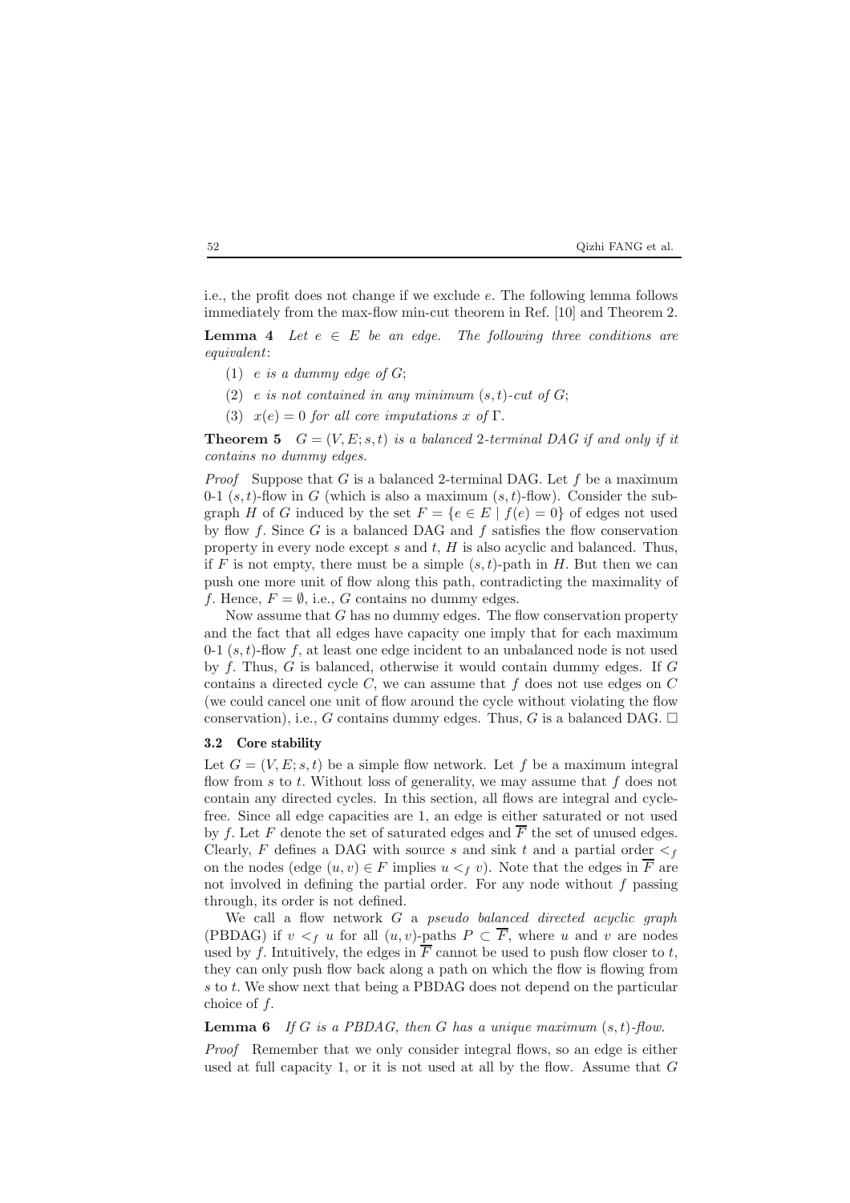i.e., the profit does not change if we exclude $e$. The following lemma follows immediately from the max-flow min-cut theorem in Ref. [10] and Theorem 2.

**Lemma 4** *Let $e \in E$ be an edge. The following three conditions are equivalent*:

(1) *$e$ is a dummy edge of $G$*;

(2) *$e$ is not contained in any minimum $(s, t)$-cut of $G$*;

(3) *$x(e) = 0$ for all core imputations $x$ of $\Gamma$.*

**Theorem 5** *$G = (V, E; s, t)$ is a balanced 2-terminal DAG if and only if it contains no dummy edges.*

*Proof* Suppose that $G$ is a balanced 2-terminal DAG. Let $f$ be a maximum 0-1 $(s, t)$-flow in $G$ (which is also a maximum $(s, t)$-flow). Consider the subgraph $H$ of $G$ induced by the set $F = \{e \in E \mid f(e) = 0\}$ of edges not used by flow $f$. Since $G$ is a balanced DAG and $f$ satisfies the flow conservation property in every node except $s$ and $t$, $H$ is also acyclic and balanced. Thus, if $F$ is not empty, there must be a simple $(s, t)$-path in $H$. But then we can push one more unit of flow along this path, contradicting the maximality of $f$. Hence, $F = \emptyset$, i.e., $G$ contains no dummy edges.

Now assume that $G$ has no dummy edges. The flow conservation property and the fact that all edges have capacity one imply that for each maximum 0-1 $(s, t)$-flow $f$, at least one edge incident to an unbalanced node is not used by $f$. Thus, $G$ is balanced, otherwise it would contain dummy edges. If $G$ contains a directed cycle $C$, we can assume that $f$ does not use edges on $C$ (we could cancel one unit of flow around the cycle without violating the flow conservation), i.e., $G$ contains dummy edges. Thus, $G$ is a balanced DAG. $\square$

### 3.2 Core stability

Let $G = (V, E; s, t)$ be a simple flow network. Let $f$ be a maximum integral flow from $s$ to $t$. Without loss of generality, we may assume that $f$ does not contain any directed cycles. In this section, all flows are integral and cycle-free. Since all edge capacities are 1, an edge is either saturated or not used by $f$. Let $F$ denote the set of saturated edges and $\overline{F}$ the set of unused edges. Clearly, $F$ defines a DAG with source $s$ and sink $t$ and a partial order $<_f$ on the nodes (edge $(u, v) \in F$ implies $u <_f v$). Note that the edges in $\overline{F}$ are not involved in defining the partial order. For any node without $f$ passing through, its order is not defined.

We call a flow network $G$ a *pseudo balanced directed acyclic graph* (PBDAG) if $v <_f u$ for all $(u, v)$-paths $P \subset \overline{F}$, where $u$ and $v$ are nodes used by $f$. Intuitively, the edges in $\overline{F}$ cannot be used to push flow closer to $t$, they can only push flow back along a path on which the flow is flowing from $s$ to $t$. We show next that being a PBDAG does not depend on the particular choice of $f$.

**Lemma 6** *If $G$ is a PBDAG, then $G$ has a unique maximum $(s, t)$-flow.*

*Proof* Remember that we only consider integral flows, so an edge is either used at full capacity 1, or it is not used at all by the flow. Assume that $G$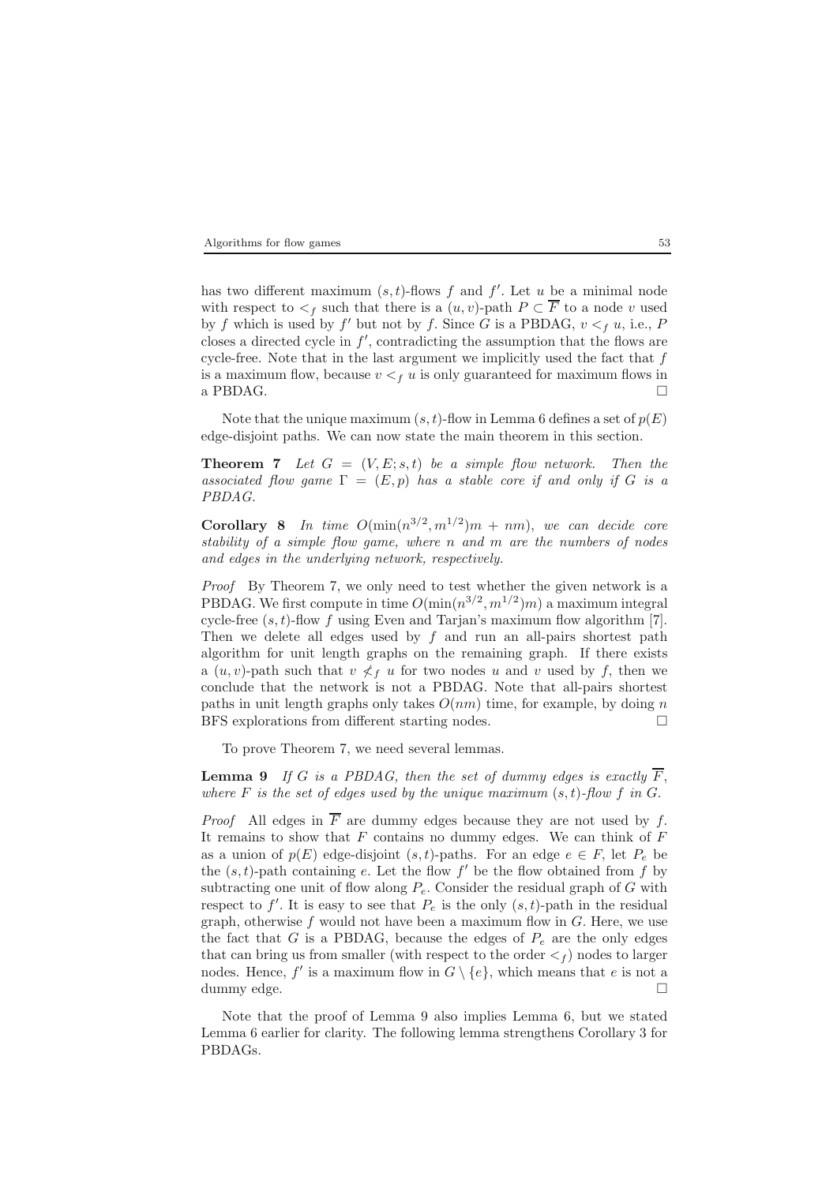has two different maximum $(s,t)$-flows $f$ and $f'$. Let $u$ be a minimal node with respect to $<_f$ such that there is a $(u,v)$-path $P \subset \overline{F}$ to a node $v$ used by $f$ which is used by $f'$ but not by $f$. Since $G$ is a PBDAG, $v <_f u$, i.e., $P$ closes a directed cycle in $f'$, contradicting the assumption that the flows are cycle-free. Note that in the last argument we implicitly used the fact that $f$ is a maximum flow, because $v <_f u$ is only guaranteed for maximum flows in a PBDAG. □

Note that the unique maximum $(s,t)$-flow in Lemma 6 defines a set of $p(E)$ edge-disjoint paths. We can now state the main theorem in this section.

**Theorem 7** *Let $G = (V, E; s, t)$ be a simple flow network. Then the associated flow game $\Gamma = (E, p)$ has a stable core if and only if $G$ is a PBDAG.*

**Corollary 8** *In time $O(\min(n^{3/2}, m^{1/2})m + nm)$, we can decide core stability of a simple flow game, where $n$ and $m$ are the numbers of nodes and edges in the underlying network, respectively.*

*Proof* By Theorem 7, we only need to test whether the given network is a PBDAG. We first compute in time $O(\min(n^{3/2}, m^{1/2})m)$ a maximum integral cycle-free $(s,t)$-flow $f$ using Even and Tarjan's maximum flow algorithm [7]. Then we delete all edges used by $f$ and run an all-pairs shortest path algorithm for unit length graphs on the remaining graph. If there exists a $(u,v)$-path such that $v \not<_f u$ for two nodes $u$ and $v$ used by $f$, then we conclude that the network is not a PBDAG. Note that all-pairs shortest paths in unit length graphs only takes $O(nm)$ time, for example, by doing $n$ BFS explorations from different starting nodes. □

To prove Theorem 7, we need several lemmas.

**Lemma 9** *If $G$ is a PBDAG, then the set of dummy edges is exactly $\overline{F}$, where $F$ is the set of edges used by the unique maximum $(s,t)$-flow $f$ in $G$.*

*Proof* All edges in $\overline{F}$ are dummy edges because they are not used by $f$. It remains to show that $F$ contains no dummy edges. We can think of $F$ as a union of $p(E)$ edge-disjoint $(s,t)$-paths. For an edge $e \in F$, let $P_e$ be the $(s,t)$-path containing $e$. Let the flow $f'$ be the flow obtained from $f$ by subtracting one unit of flow along $P_e$. Consider the residual graph of $G$ with respect to $f'$. It is easy to see that $P_e$ is the only $(s,t)$-path in the residual graph, otherwise $f$ would not have been a maximum flow in $G$. Here, we use the fact that $G$ is a PBDAG, because the edges of $P_e$ are the only edges that can bring us from smaller (with respect to the order $<_f$) nodes to larger nodes. Hence, $f'$ is a maximum flow in $G \setminus \{e\}$, which means that $e$ is not a dummy edge. □

Note that the proof of Lemma 9 also implies Lemma 6, but we stated Lemma 6 earlier for clarity. The following lemma strengthens Corollary 3 for PBDAGs.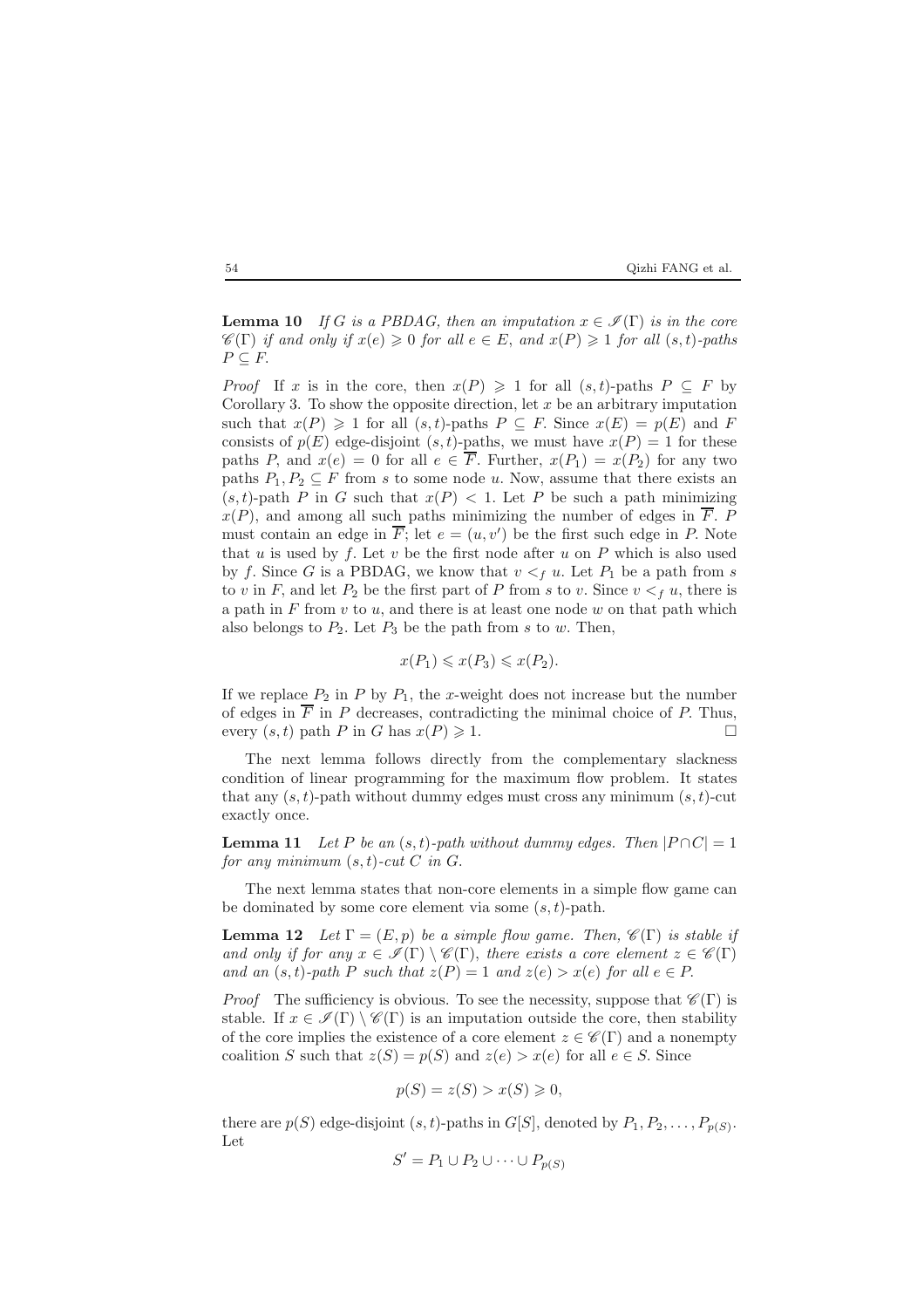**Lemma 10** *If $G$ is a PBDAG, then an imputation $x \in \mathscr{I}(\Gamma)$ is in the core $\mathscr{C}(\Gamma)$ if and only if $x(e) \geqslant 0$ for all $e \in E$, and $x(P) \geqslant 1$ for all $(s,t)$-paths $P \subseteq F$.*

*Proof* If $x$ is in the core, then $x(P) \geqslant 1$ for all $(s,t)$-paths $P \subseteq F$ by Corollary 3. To show the opposite direction, let $x$ be an arbitrary imputation such that $x(P) \geqslant 1$ for all $(s,t)$-paths $P \subseteq F$. Since $x(E) = p(E)$ and $F$ consists of $p(E)$ edge-disjoint $(s,t)$-paths, we must have $x(P) = 1$ for these paths $P$, and $x(e) = 0$ for all $e \in \overline{F}$. Further, $x(P_1) = x(P_2)$ for any two paths $P_1, P_2 \subseteq F$ from $s$ to some node $u$. Now, assume that there exists an $(s,t)$-path $P$ in $G$ such that $x(P) < 1$. Let $P$ be such a path minimizing $x(P)$, and among all such paths minimizing the number of edges in $\overline{F}$. $P$ must contain an edge in $\overline{F}$; let $e = (u, v')$ be the first such edge in $P$. Note that $u$ is used by $f$. Let $v$ be the first node after $u$ on $P$ which is also used by $f$. Since $G$ is a PBDAG, we know that $v <_f u$. Let $P_1$ be a path from $s$ to $v$ in $F$, and let $P_2$ be the first part of $P$ from $s$ to $v$. Since $v <_f u$, there is a path in $F$ from $v$ to $u$, and there is at least one node $w$ on that path which also belongs to $P_2$. Let $P_3$ be the path from $s$ to $w$. Then,

$$x(P_1) \leqslant x(P_3) \leqslant x(P_2).$$

If we replace $P_2$ in $P$ by $P_1$, the $x$-weight does not increase but the number of edges in $\overline{F}$ in $P$ decreases, contradicting the minimal choice of $P$. Thus, every $(s,t)$ path $P$ in $G$ has $x(P) \geqslant 1$. $\square$

The next lemma follows directly from the complementary slackness condition of linear programming for the maximum flow problem. It states that any $(s,t)$-path without dummy edges must cross any minimum $(s,t)$-cut exactly once.

**Lemma 11** *Let $P$ be an $(s,t)$-path without dummy edges. Then $|P \cap C| = 1$ for any minimum $(s,t)$-cut $C$ in $G$.*

The next lemma states that non-core elements in a simple flow game can be dominated by some core element via some $(s,t)$-path.

**Lemma 12** *Let $\Gamma = (E, p)$ be a simple flow game. Then, $\mathscr{C}(\Gamma)$ is stable if and only if for any $x \in \mathscr{I}(\Gamma) \setminus \mathscr{C}(\Gamma)$, there exists a core element $z \in \mathscr{C}(\Gamma)$ and an $(s,t)$-path $P$ such that $z(P) = 1$ and $z(e) > x(e)$ for all $e \in P$.*

*Proof* The sufficiency is obvious. To see the necessity, suppose that $\mathscr{C}(\Gamma)$ is stable. If $x \in \mathscr{I}(\Gamma) \setminus \mathscr{C}(\Gamma)$ is an imputation outside the core, then stability of the core implies the existence of a core element $z \in \mathscr{C}(\Gamma)$ and a nonempty coalition $S$ such that $z(S) = p(S)$ and $z(e) > x(e)$ for all $e \in S$. Since

$$p(S) = z(S) > x(S) \geqslant 0,$$

there are $p(S)$ edge-disjoint $(s,t)$-paths in $G[S]$, denoted by $P_1, P_2, \ldots, P_{p(S)}$. Let

$$S' = P_1 \cup P_2 \cup \cdots \cup P_{p(S)}$$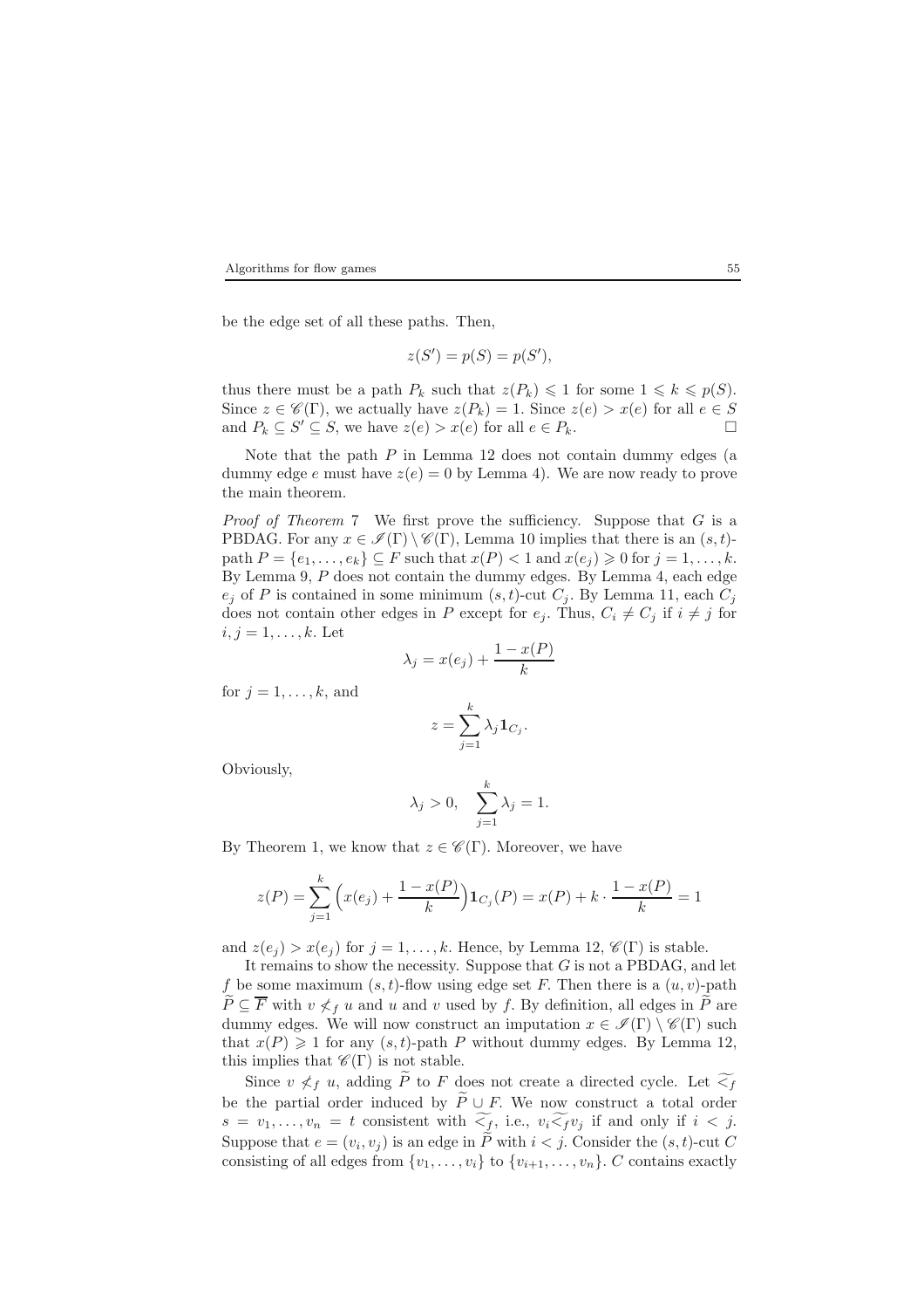be the edge set of all these paths. Then,

$$z(S') = p(S) = p(S'),$$

thus there must be a path $P_k$ such that $z(P_k) \leqslant 1$ for some $1 \leqslant k \leqslant p(S)$. Since $z \in \mathscr{C}(\Gamma)$, we actually have $z(P_k) = 1$. Since $z(e) > x(e)$ for all $e \in S$ and $P_k \subseteq S' \subseteq S$, we have $z(e) > x(e)$ for all $e \in P_k$. □

Note that the path $P$ in Lemma 12 does not contain dummy edges (a dummy edge $e$ must have $z(e) = 0$ by Lemma 4). We are now ready to prove the main theorem.

*Proof of Theorem* 7 We first prove the sufficiency. Suppose that $G$ is a PBDAG. For any $x \in \mathscr{I}(\Gamma) \setminus \mathscr{C}(\Gamma)$, Lemma 10 implies that there is an $(s,t)$-path $P = \{e_1, \ldots, e_k\} \subseteq F$ such that $x(P) < 1$ and $x(e_j) \geqslant 0$ for $j = 1, \ldots, k$. By Lemma 9, $P$ does not contain the dummy edges. By Lemma 4, each edge $e_j$ of $P$ is contained in some minimum $(s,t)$-cut $C_j$. By Lemma 11, each $C_j$ does not contain other edges in $P$ except for $e_j$. Thus, $C_i \neq C_j$ if $i \neq j$ for $i, j = 1, \ldots, k$. Let

$$\lambda_j = x(e_j) + \frac{1 - x(P)}{k}$$

for $j = 1, \ldots, k$, and

$$z = \sum_{j=1}^{k} \lambda_j \mathbf{1}_{C_j}.$$

Obviously,

$$\lambda_j > 0, \quad \sum_{j=1}^{k} \lambda_j = 1.$$

By Theorem 1, we know that $z \in \mathscr{C}(\Gamma)$. Moreover, we have

$$z(P) = \sum_{j=1}^{k} \Big(x(e_j) + \frac{1 - x(P)}{k}\Big)\mathbf{1}_{C_j}(P) = x(P) + k \cdot \frac{1 - x(P)}{k} = 1$$

and $z(e_j) > x(e_j)$ for $j = 1, \ldots, k$. Hence, by Lemma 12, $\mathscr{C}(\Gamma)$ is stable.

It remains to show the necessity. Suppose that $G$ is not a PBDAG, and let $f$ be some maximum $(s,t)$-flow using edge set $F$. Then there is a $(u,v)$-path $\widetilde{P} \subseteq \overline{F}$ with $v \not<_f u$ and $u$ and $v$ used by $f$. By definition, all edges in $\widetilde{P}$ are dummy edges. We will now construct an imputation $x \in \mathscr{I}(\Gamma) \setminus \mathscr{C}(\Gamma)$ such that $x(P) \geqslant 1$ for any $(s,t)$-path $P$ without dummy edges. By Lemma 12, this implies that $\mathscr{C}(\Gamma)$ is not stable.

Since $v \not<_f u$, adding $\widetilde{P}$ to $F$ does not create a directed cycle. Let $\widetilde{<_f}$ be the partial order induced by $\widetilde{P} \cup F$. We now construct a total order $s = v_1, \ldots, v_n = t$ consistent with $\widetilde{<_f}$, i.e., $v_i \widetilde{<_f} v_j$ if and only if $i < j$. Suppose that $e = (v_i, v_j)$ is an edge in $\widetilde{P}$ with $i < j$. Consider the $(s,t)$-cut $C$ consisting of all edges from $\{v_1, \ldots, v_i\}$ to $\{v_{i+1}, \ldots, v_n\}$. $C$ contains exactly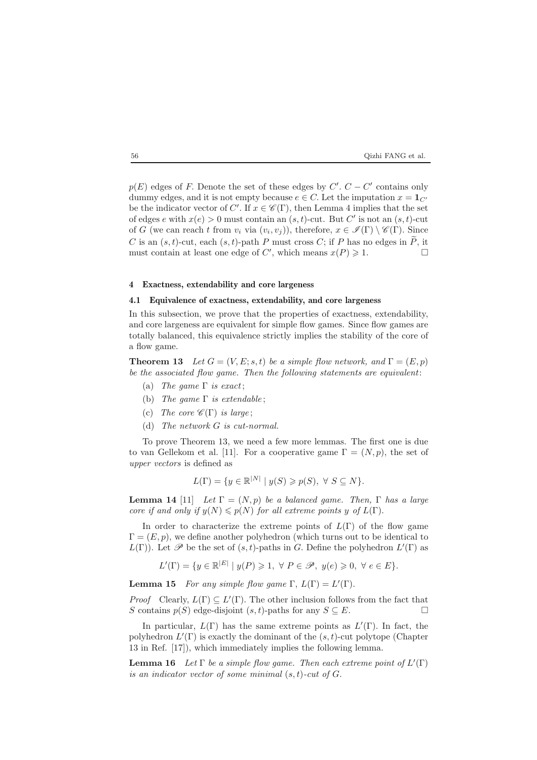$p(E)$ edges of $F$. Denote the set of these edges by $C'$. $C - C'$ contains only dummy edges, and it is not empty because $e \in C$. Let the imputation $x = \mathbf{1}_{C'}$ be the indicator vector of $C'$. If $x \in \mathscr{C}(\Gamma)$, then Lemma 4 implies that the set of edges $e$ with $x(e) > 0$ must contain an $(s,t)$-cut. But $C'$ is not an $(s,t)$-cut of $G$ (we can reach $t$ from $v_i$ via $(v_i, v_j)$), therefore, $x \in \mathscr{I}(\Gamma) \setminus \mathscr{C}(\Gamma)$. Since $C$ is an $(s,t)$-cut, each $(s,t)$-path $P$ must cross $C$; if $P$ has no edges in $\widetilde{P}$, it must contain at least one edge of $C'$, which means $x(P) \geqslant 1$. □

## 4 Exactness, extendability and core largeness

### 4.1 Equivalence of exactness, extendability, and core largeness

In this subsection, we prove that the properties of exactness, extendability, and core largeness are equivalent for simple flow games. Since flow games are totally balanced, this equivalence strictly implies the stability of the core of a flow game.

**Theorem 13** *Let $G = (V, E; s, t)$ be a simple flow network, and $\Gamma = (E, p)$ be the associated flow game. Then the following statements are equivalent:*

(a) *The game $\Gamma$ is exact;*

(b) *The game $\Gamma$ is extendable;*

(c) *The core $\mathscr{C}(\Gamma)$ is large;*

(d) *The network $G$ is cut-normal.*

To prove Theorem 13, we need a few more lemmas. The first one is due to van Gellekom et al. [11]. For a cooperative game $\Gamma = (N, p)$, the set of *upper vectors* is defined as

$$L(\Gamma) = \{y \in \mathbb{R}^{|N|} \mid y(S) \geqslant p(S),\ \forall\ S \subseteq N\}.$$

**Lemma 14** [11] *Let $\Gamma = (N, p)$ be a balanced game. Then, $\Gamma$ has a large core if and only if $y(N) \leqslant p(N)$ for all extreme points $y$ of $L(\Gamma)$.*

In order to characterize the extreme points of $L(\Gamma)$ of the flow game $\Gamma = (E, p)$, we define another polyhedron (which turns out to be identical to $L(\Gamma)$). Let $\mathscr{P}$ be the set of $(s,t)$-paths in $G$. Define the polyhedron $L'(\Gamma)$ as

$$L'(\Gamma) = \{y \in \mathbb{R}^{|E|} \mid y(P) \geqslant 1,\ \forall\ P \in \mathscr{P},\ y(e) \geqslant 0,\ \forall\ e \in E\}.$$

**Lemma 15** *For any simple flow game $\Gamma$, $L(\Gamma) = L'(\Gamma)$.*

*Proof* Clearly, $L(\Gamma) \subseteq L'(\Gamma)$. The other inclusion follows from the fact that $S$ contains $p(S)$ edge-disjoint $(s,t)$-paths for any $S \subseteq E$. □

In particular, $L(\Gamma)$ has the same extreme points as $L'(\Gamma)$. In fact, the polyhedron $L'(\Gamma)$ is exactly the dominant of the $(s,t)$-cut polytope (Chapter 13 in Ref. [17]), which immediately implies the following lemma.

**Lemma 16** *Let $\Gamma$ be a simple flow game. Then each extreme point of $L'(\Gamma)$ is an indicator vector of some minimal $(s,t)$-cut of $G$.*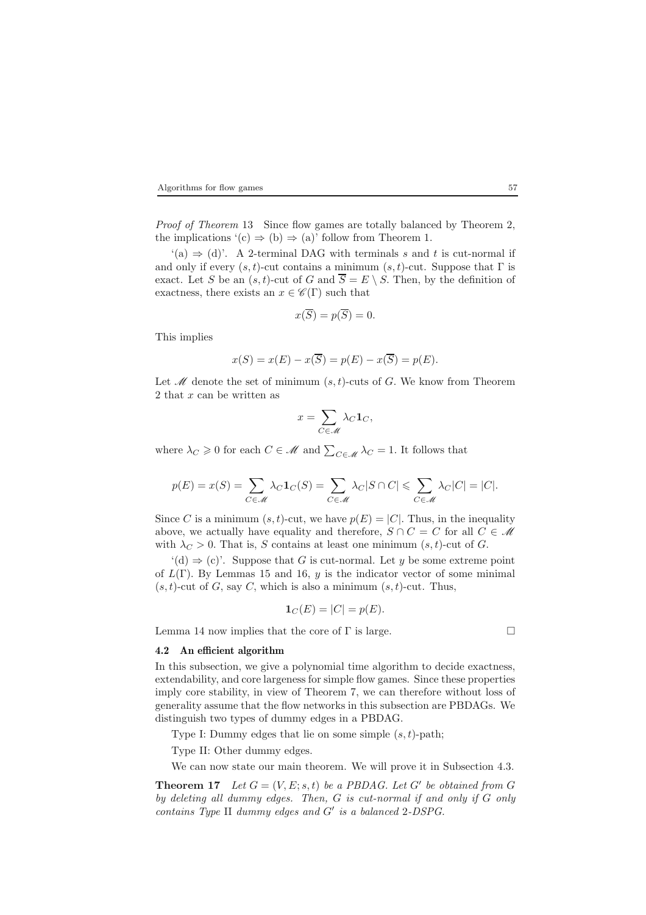*Proof of Theorem* 13 Since flow games are totally balanced by Theorem 2, the implications '(c) ⇒ (b) ⇒ (a)' follow from Theorem 1.

'(a) ⇒ (d)'. A 2-terminal DAG with terminals $s$ and $t$ is cut-normal if and only if every $(s,t)$-cut contains a minimum $(s,t)$-cut. Suppose that $\Gamma$ is exact. Let $S$ be an $(s,t)$-cut of $G$ and $\overline{S} = E \setminus S$. Then, by the definition of exactness, there exists an $x \in \mathscr{C}(\Gamma)$ such that

$$x(\overline{S}) = p(\overline{S}) = 0.$$

This implies

$$x(S) = x(E) - x(\overline{S}) = p(E) - x(\overline{S}) = p(E).$$

Let $\mathscr{M}$ denote the set of minimum $(s,t)$-cuts of $G$. We know from Theorem 2 that $x$ can be written as

$$x = \sum_{C \in \mathscr{M}} \lambda_C \mathbf{1}_C,$$

where $\lambda_C \geqslant 0$ for each $C \in \mathscr{M}$ and $\sum_{C \in \mathscr{M}} \lambda_C = 1$. It follows that

$$p(E) = x(S) = \sum_{C \in \mathscr{M}} \lambda_C \mathbf{1}_C(S) = \sum_{C \in \mathscr{M}} \lambda_C |S \cap C| \leqslant \sum_{C \in \mathscr{M}} \lambda_C |C| = |C|.$$

Since $C$ is a minimum $(s,t)$-cut, we have $p(E) = |C|$. Thus, in the inequality above, we actually have equality and therefore, $S \cap C = C$ for all $C \in \mathscr{M}$ with $\lambda_C > 0$. That is, $S$ contains at least one minimum $(s,t)$-cut of $G$.

'(d) ⇒ (c)'. Suppose that $G$ is cut-normal. Let $y$ be some extreme point of $L(\Gamma)$. By Lemmas 15 and 16, $y$ is the indicator vector of some minimal $(s,t)$-cut of $G$, say $C$, which is also a minimum $(s,t)$-cut. Thus,

$$\mathbf{1}_C(E) = |C| = p(E).$$

Lemma 14 now implies that the core of $\Gamma$ is large. □

### 4.2 An efficient algorithm

In this subsection, we give a polynomial time algorithm to decide exactness, extendability, and core largeness for simple flow games. Since these properties imply core stability, in view of Theorem 7, we can therefore without loss of generality assume that the flow networks in this subsection are PBDAGs. We distinguish two types of dummy edges in a PBDAG.

Type I: Dummy edges that lie on some simple $(s,t)$-path;

Type II: Other dummy edges.

We can now state our main theorem. We will prove it in Subsection 4.3.

**Theorem 17** *Let $G = (V, E; s, t)$ be a PBDAG. Let $G'$ be obtained from $G$ by deleting all dummy edges. Then, $G$ is cut-normal if and only if $G$ only contains Type* II *dummy edges and $G'$ is a balanced 2-DSPG.*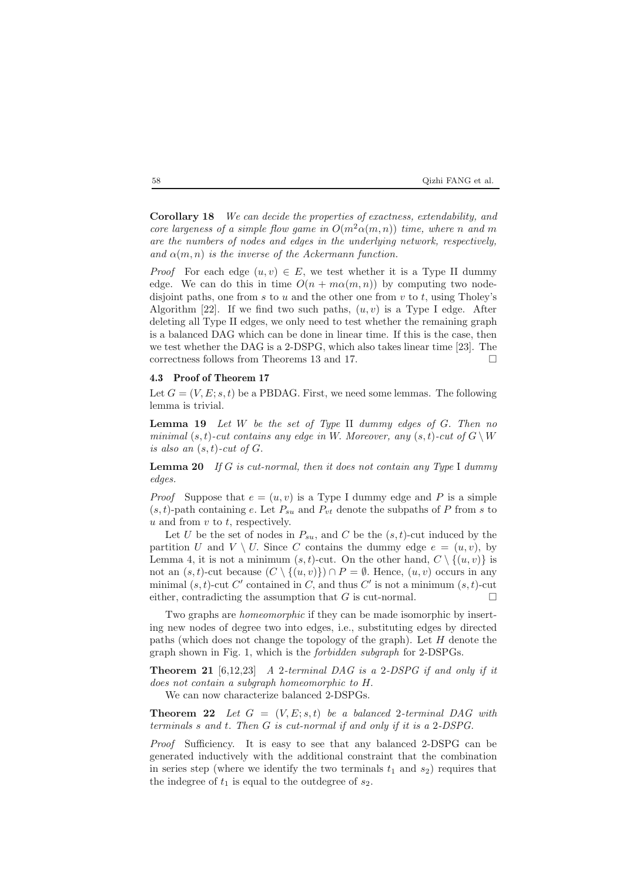**Corollary 18** *We can decide the properties of exactness, extendability, and core largeness of a simple flow game in $O(m^2\alpha(m,n))$ time, where $n$ and $m$ are the numbers of nodes and edges in the underlying network, respectively, and $\alpha(m,n)$ is the inverse of the Ackermann function.*

*Proof* For each edge $(u,v) \in E$, we test whether it is a Type II dummy edge. We can do this in time $O(n + m\alpha(m,n))$ by computing two node-disjoint paths, one from $s$ to $u$ and the other one from $v$ to $t$, using Tholey's Algorithm [22]. If we find two such paths, $(u,v)$ is a Type I edge. After deleting all Type II edges, we only need to test whether the remaining graph is a balanced DAG which can be done in linear time. If this is the case, then we test whether the DAG is a 2-DSPG, which also takes linear time [23]. The correctness follows from Theorems 13 and 17. □

### 4.3 Proof of Theorem 17

Let $G = (V, E; s, t)$ be a PBDAG. First, we need some lemmas. The following lemma is trivial.

**Lemma 19** *Let $W$ be the set of Type* II *dummy edges of $G$. Then no minimal $(s,t)$-cut contains any edge in $W$. Moreover, any $(s,t)$-cut of $G \setminus W$ is also an $(s,t)$-cut of $G$.*

**Lemma 20** *If $G$ is cut-normal, then it does not contain any Type* I *dummy edges.*

*Proof* Suppose that $e = (u,v)$ is a Type I dummy edge and $P$ is a simple $(s,t)$-path containing $e$. Let $P_{su}$ and $P_{vt}$ denote the subpaths of $P$ from $s$ to $u$ and from $v$ to $t$, respectively.

Let $U$ be the set of nodes in $P_{su}$, and $C$ be the $(s,t)$-cut induced by the partition $U$ and $V \setminus U$. Since $C$ contains the dummy edge $e = (u,v)$, by Lemma 4, it is not a minimum $(s,t)$-cut. On the other hand, $C \setminus \{(u,v)\}$ is not an $(s,t)$-cut because $(C \setminus \{(u,v)\}) \cap P = \emptyset$. Hence, $(u,v)$ occurs in any minimal $(s,t)$-cut $C'$ contained in $C$, and thus $C'$ is not a minimum $(s,t)$-cut either, contradicting the assumption that $G$ is cut-normal. □

Two graphs are *homeomorphic* if they can be made isomorphic by inserting new nodes of degree two into edges, i.e., substituting edges by directed paths (which does not change the topology of the graph). Let $H$ denote the graph shown in Fig. 1, which is the *forbidden subgraph* for 2-DSPGs.

**Theorem 21** [6,12,23] *A 2-terminal DAG is a 2-DSPG if and only if it does not contain a subgraph homeomorphic to $H$.*

We can now characterize balanced 2-DSPGs.

**Theorem 22** *Let $G = (V, E; s, t)$ be a balanced 2-terminal DAG with terminals $s$ and $t$. Then $G$ is cut-normal if and only if it is a 2-DSPG.*

*Proof* Sufficiency. It is easy to see that any balanced 2-DSPG can be generated inductively with the additional constraint that the combination in series step (where we identify the two terminals $t_1$ and $s_2$) requires that the indegree of $t_1$ is equal to the outdegree of $s_2$.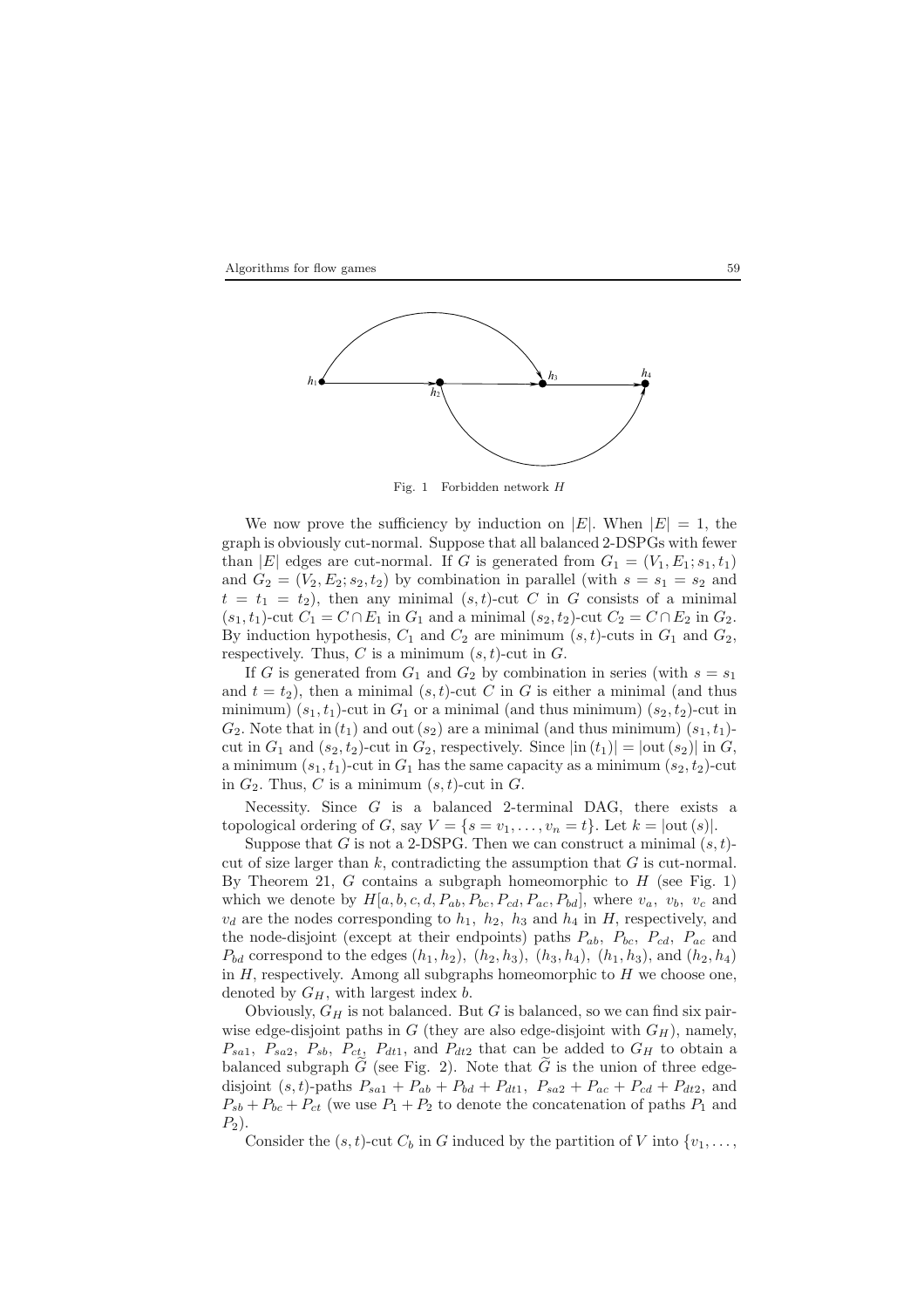Fig. 1 Forbidden network $H$

We now prove the sufficiency by induction on $|E|$. When $|E| = 1$, the graph is obviously cut-normal. Suppose that all balanced 2-DSPGs with fewer than $|E|$ edges are cut-normal. If $G$ is generated from $G_1 = (V_1, E_1; s_1, t_1)$ and $G_2 = (V_2, E_2; s_2, t_2)$ by combination in parallel (with $s = s_1 = s_2$ and $t = t_1 = t_2$), then any minimal $(s,t)$-cut $C$ in $G$ consists of a minimal $(s_1, t_1)$-cut $C_1 = C \cap E_1$ in $G_1$ and a minimal $(s_2, t_2)$-cut $C_2 = C \cap E_2$ in $G_2$. By induction hypothesis, $C_1$ and $C_2$ are minimum $(s,t)$-cuts in $G_1$ and $G_2$, respectively. Thus, $C$ is a minimum $(s,t)$-cut in $G$.

If $G$ is generated from $G_1$ and $G_2$ by combination in series (with $s = s_1$ and $t = t_2$), then a minimal $(s,t)$-cut $C$ in $G$ is either a minimal (and thus minimum) $(s_1, t_1)$-cut in $G_1$ or a minimal (and thus minimum) $(s_2, t_2)$-cut in $G_2$. Note that in $(t_1)$ and out $(s_2)$ are a minimal (and thus minimum) $(s_1, t_1)$-cut in $G_1$ and $(s_2, t_2)$-cut in $G_2$, respectively. Since $|\text{in}\,(t_1)| = |\text{out}\,(s_2)|$ in $G$, a minimum $(s_1, t_1)$-cut in $G_1$ has the same capacity as a minimum $(s_2, t_2)$-cut in $G_2$. Thus, $C$ is a minimum $(s,t)$-cut in $G$.

Necessity. Since $G$ is a balanced 2-terminal DAG, there exists a topological ordering of $G$, say $V = \{s = v_1, \ldots, v_n = t\}$. Let $k = |\text{out}\,(s)|$.

Suppose that $G$ is not a 2-DSPG. Then we can construct a minimal $(s,t)$-cut of size larger than $k$, contradicting the assumption that $G$ is cut-normal. By Theorem 21, $G$ contains a subgraph homeomorphic to $H$ (see Fig. 1) which we denote by $H[a, b, c, d, P_{ab}, P_{bc}, P_{cd}, P_{ac}, P_{bd}]$, where $v_a$, $v_b$, $v_c$ and $v_d$ are the nodes corresponding to $h_1$, $h_2$, $h_3$ and $h_4$ in $H$, respectively, and the node-disjoint (except at their endpoints) paths $P_{ab}$, $P_{bc}$, $P_{cd}$, $P_{ac}$ and $P_{bd}$ correspond to the edges $(h_1, h_2)$, $(h_2, h_3)$, $(h_3, h_4)$, $(h_1, h_3)$, and $(h_2, h_4)$ in $H$, respectively. Among all subgraphs homeomorphic to $H$ we choose one, denoted by $G_H$, with largest index $b$.

Obviously, $G_H$ is not balanced. But $G$ is balanced, so we can find six pairwise edge-disjoint paths in $G$ (they are also edge-disjoint with $G_H$), namely, $P_{sa1}$, $P_{sa2}$, $P_{sb}$, $P_{ct}$, $P_{dt1}$, and $P_{dt2}$ that can be added to $G_H$ to obtain a balanced subgraph $\widetilde{G}$ (see Fig. 2). Note that $\widetilde{G}$ is the union of three edge-disjoint $(s,t)$-paths $P_{sa1} + P_{ab} + P_{bd} + P_{dt1}$, $P_{sa2} + P_{ac} + P_{cd} + P_{dt2}$, and $P_{sb} + P_{bc} + P_{ct}$ (we use $P_1 + P_2$ to denote the concatenation of paths $P_1$ and $P_2$).

Consider the $(s,t)$-cut $C_b$ in $G$ induced by the partition of $V$ into $\{v_1, \ldots,$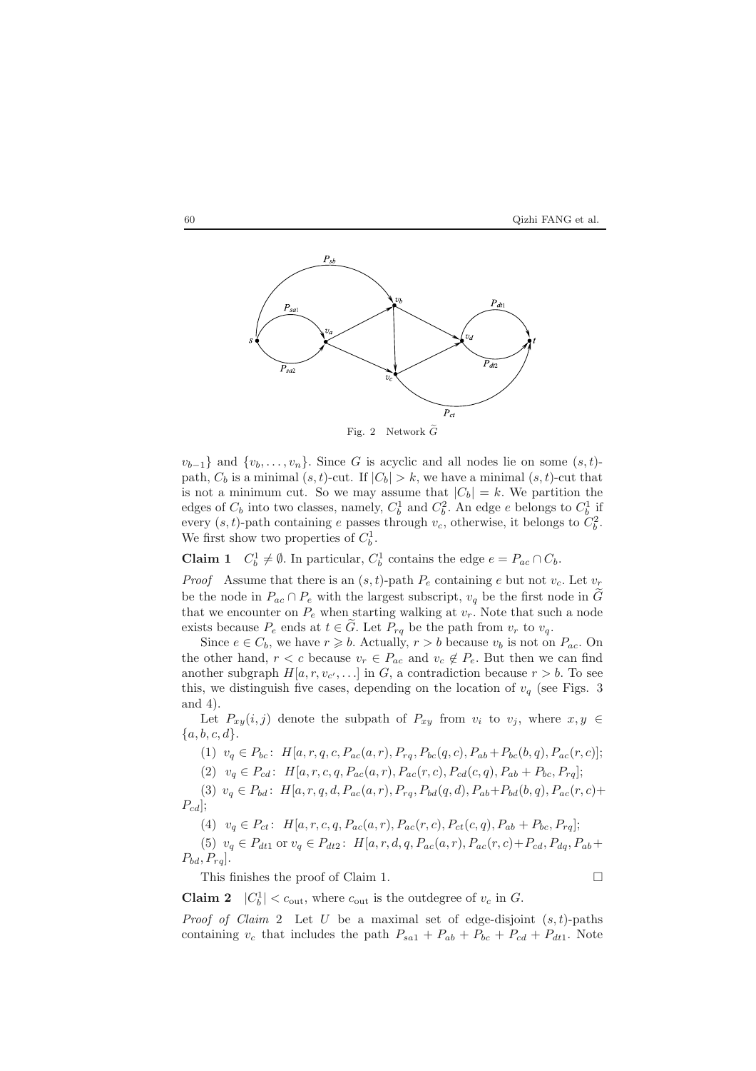Fig. 2 Network $\widetilde{G}$

$v_{b-1}\}$ and $\{v_b, \ldots, v_n\}$. Since $G$ is acyclic and all nodes lie on some $(s,t)$-path, $C_b$ is a minimal $(s,t)$-cut. If $|C_b| > k$, we have a minimal $(s,t)$-cut that is not a minimum cut. So we may assume that $|C_b| = k$. We partition the edges of $C_b$ into two classes, namely, $C_b^1$ and $C_b^2$. An edge $e$ belongs to $C_b^1$ if every $(s,t)$-path containing $e$ passes through $v_c$, otherwise, it belongs to $C_b^2$. We first show two properties of $C_b^1$.

**Claim 1** $C_b^1 \neq \emptyset$. In particular, $C_b^1$ contains the edge $e = P_{ac} \cap C_b$.

*Proof* Assume that there is an $(s,t)$-path $P_e$ containing $e$ but not $v_c$. Let $v_r$ be the node in $P_{ac} \cap P_e$ with the largest subscript, $v_q$ be the first node in $\widetilde{G}$ that we encounter on $P_e$ when starting walking at $v_r$. Note that such a node exists because $P_e$ ends at $t \in \widetilde{G}$. Let $P_{rq}$ be the path from $v_r$ to $v_q$.

Since $e \in C_b$, we have $r \geqslant b$. Actually, $r > b$ because $v_b$ is not on $P_{ac}$. On the other hand, $r < c$ because $v_r \in P_{ac}$ and $v_c \notin P_e$. But then we can find another subgraph $H[a, r, v_{c'}, \ldots]$ in $G$, a contradiction because $r > b$. To see this, we distinguish five cases, depending on the location of $v_q$ (see Figs. 3 and 4).

Let $P_{xy}(i,j)$ denote the subpath of $P_{xy}$ from $v_i$ to $v_j$, where $x, y \in \{a, b, c, d\}$.

(1) $v_q \in P_{bc}$: $H[a, r, q, c, P_{ac}(a,r), P_{rq}, P_{bc}(q,c), P_{ab} + P_{bc}(b,q), P_{ac}(r,c)]$;

(2) $v_q \in P_{cd}$: $H[a, r, c, q, P_{ac}(a,r), P_{ac}(r,c), P_{cd}(c,q), P_{ab} + P_{bc}, P_{rq}]$;

(3) $v_q \in P_{bd}$: $H[a, r, q, d, P_{ac}(a,r), P_{rq}, P_{bd}(q,d), P_{ab} + P_{bd}(b,q), P_{ac}(r,c) + P_{cd}]$;

(4) $v_q \in P_{ct}$: $H[a, r, c, q, P_{ac}(a,r), P_{ac}(r,c), P_{ct}(c,q), P_{ab} + P_{bc}, P_{rq}]$;

(5) $v_q \in P_{dt1}$ or $v_q \in P_{dt2}$: $H[a, r, d, q, P_{ac}(a,r), P_{ac}(r,c) + P_{cd}, P_{dq}, P_{ab} + P_{bd}, P_{rq}]$.

This finishes the proof of Claim 1. $\square$

**Claim 2** $|C_b^1| < c_{\text{out}}$, where $c_{\text{out}}$ is the outdegree of $v_c$ in $G$.

*Proof of Claim 2* Let $U$ be a maximal set of edge-disjoint $(s,t)$-paths containing $v_c$ that includes the path $P_{sa1} + P_{ab} + P_{bc} + P_{cd} + P_{dt1}$. Note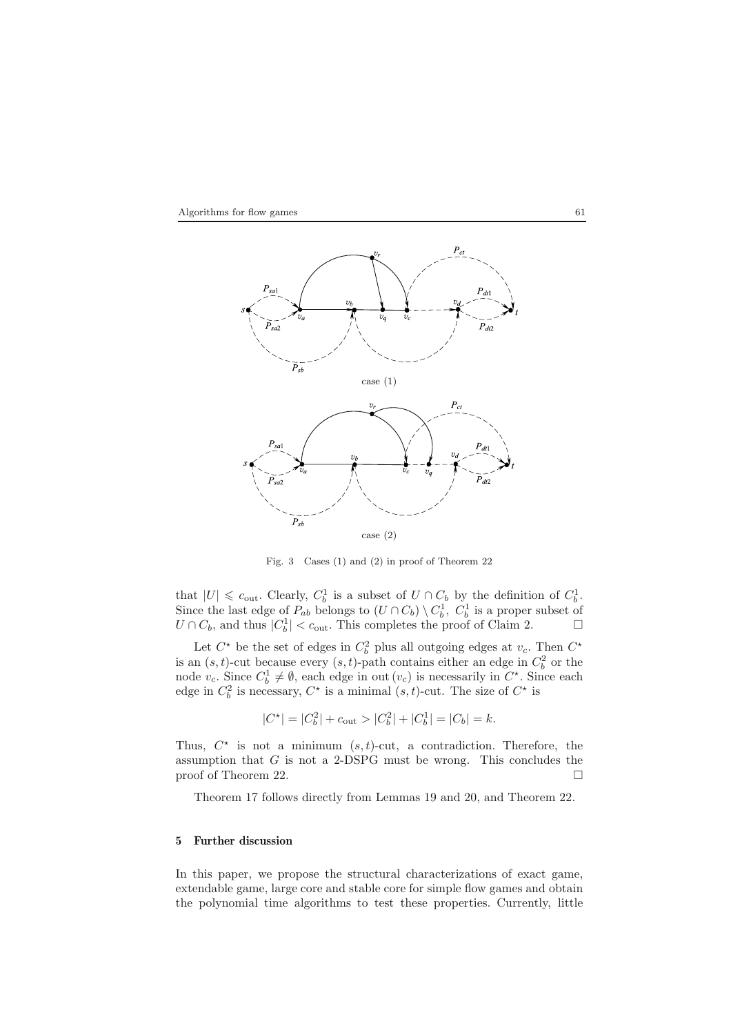case (1)

case (2)

Fig. 3 Cases (1) and (2) in proof of Theorem 22

that $|U| \leqslant c_{\text{out}}$. Clearly, $C_b^1$ is a subset of $U \cap C_b$ by the definition of $C_b^1$. Since the last edge of $P_{ab}$ belongs to $(U \cap C_b) \setminus C_b^1$, $C_b^1$ is a proper subset of $U \cap C_b$, and thus $|C_b^1| < c_{\text{out}}$. This completes the proof of Claim 2. $\square$

Let $C^\star$ be the set of edges in $C_b^2$ plus all outgoing edges at $v_c$. Then $C^\star$ is an $(s,t)$-cut because every $(s,t)$-path contains either an edge in $C_b^2$ or the node $v_c$. Since $C_b^1 \neq \emptyset$, each edge in $\text{out}\,(v_c)$ is necessarily in $C^\star$. Since each edge in $C_b^2$ is necessary, $C^\star$ is a minimal $(s,t)$-cut. The size of $C^\star$ is

$$|C^\star| = |C_b^2| + c_{\text{out}} > |C_b^2| + |C_b^1| = |C_b| = k.$$

Thus, $C^\star$ is not a minimum $(s,t)$-cut, a contradiction. Therefore, the assumption that $G$ is not a 2-DSPG must be wrong. This concludes the proof of Theorem 22. $\square$

Theorem 17 follows directly from Lemmas 19 and 20, and Theorem 22.

## 5 Further discussion

In this paper, we propose the structural characterizations of exact game, extendable game, large core and stable core for simple flow games and obtain the polynomial time algorithms to test these properties. Currently, little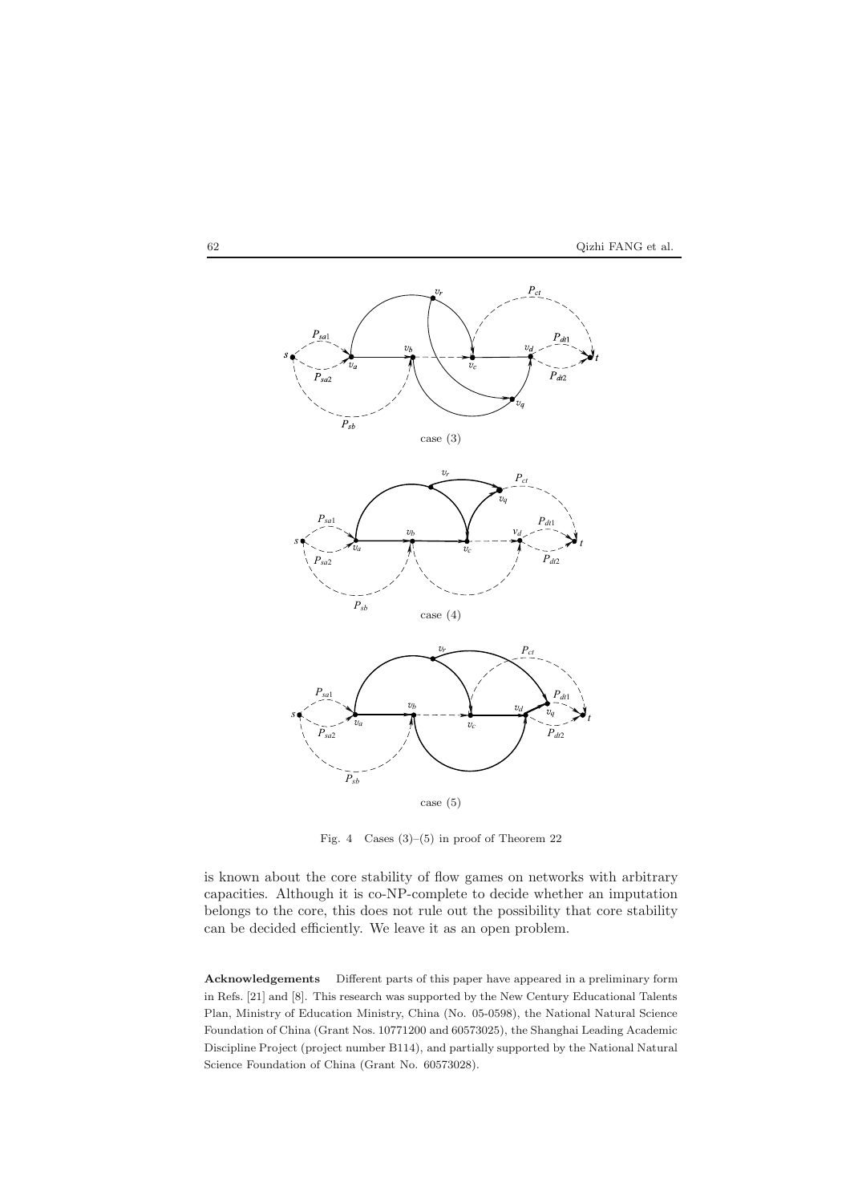Fig. 4 Cases (3)–(5) in proof of Theorem 22

is known about the core stability of flow games on networks with arbitrary capacities. Although it is co-NP-complete to decide whether an imputation belongs to the core, this does not rule out the possibility that core stability can be decided efficiently. We leave it as an open problem.

**Acknowledgements** Different parts of this paper have appeared in a preliminary form in Refs. [21] and [8]. This research was supported by the New Century Educational Talents Plan, Ministry of Education Ministry, China (No. 05-0598), the National Natural Science Foundation of China (Grant Nos. 10771200 and 60573025), the Shanghai Leading Academic Discipline Project (project number B114), and partially supported by the National Natural Science Foundation of China (Grant No. 60573028).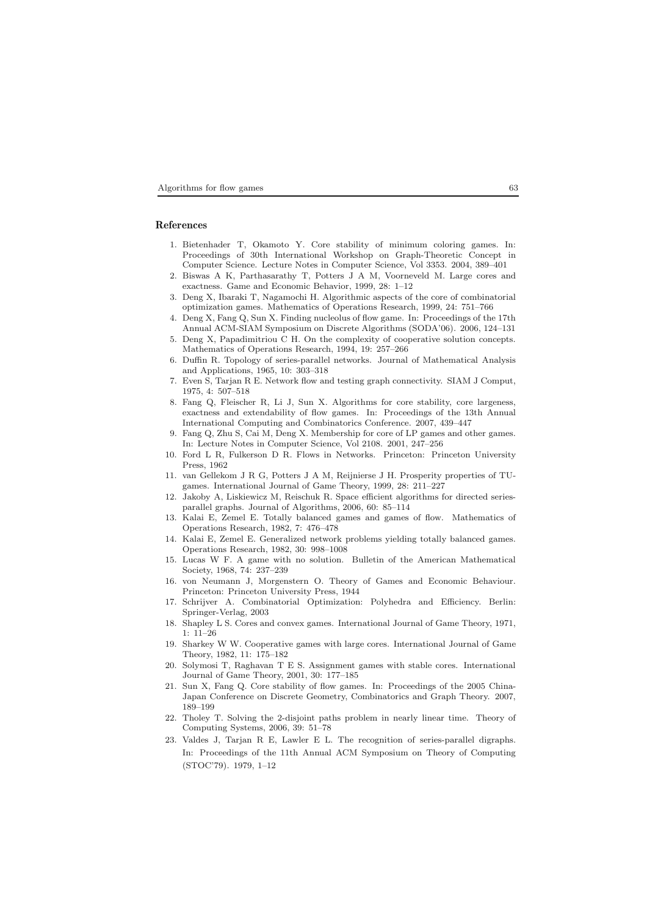## References

1. Bietenhader T, Okamoto Y. Core stability of minimum coloring games. In: Proceedings of 30th International Workshop on Graph-Theoretic Concept in Computer Science. Lecture Notes in Computer Science, Vol 3353. 2004, 389–401
2. Biswas A K, Parthasarathy T, Potters J A M, Voorneveld M. Large cores and exactness. Game and Economic Behavior, 1999, 28: 1–12
3. Deng X, Ibaraki T, Nagamochi H. Algorithmic aspects of the core of combinatorial optimization games. Mathematics of Operations Research, 1999, 24: 751–766
4. Deng X, Fang Q, Sun X. Finding nucleolus of flow game. In: Proceedings of the 17th Annual ACM-SIAM Symposium on Discrete Algorithms (SODA'06). 2006, 124–131
5. Deng X, Papadimitriou C H. On the complexity of cooperative solution concepts. Mathematics of Operations Research, 1994, 19: 257–266
6. Duffin R. Topology of series-parallel networks. Journal of Mathematical Analysis and Applications, 1965, 10: 303–318
7. Even S, Tarjan R E. Network flow and testing graph connectivity. SIAM J Comput, 1975, 4: 507–518
8. Fang Q, Fleischer R, Li J, Sun X. Algorithms for core stability, core largeness, exactness and extendability of flow games. In: Proceedings of the 13th Annual International Computing and Combinatorics Conference. 2007, 439–447
9. Fang Q, Zhu S, Cai M, Deng X. Membership for core of LP games and other games. In: Lecture Notes in Computer Science, Vol 2108. 2001, 247–256
10. Ford L R, Fulkerson D R. Flows in Networks. Princeton: Princeton University Press, 1962
11. van Gellekom J R G, Potters J A M, Reijnierse J H. Prosperity properties of TU-games. International Journal of Game Theory, 1999, 28: 211–227
12. Jakoby A, Liskiewicz M, Reischuk R. Space efficient algorithms for directed series-parallel graphs. Journal of Algorithms, 2006, 60: 85–114
13. Kalai E, Zemel E. Totally balanced games and games of flow. Mathematics of Operations Research, 1982, 7: 476–478
14. Kalai E, Zemel E. Generalized network problems yielding totally balanced games. Operations Research, 1982, 30: 998–1008
15. Lucas W F. A game with no solution. Bulletin of the American Mathematical Society, 1968, 74: 237–239
16. von Neumann J, Morgenstern O. Theory of Games and Economic Behaviour. Princeton: Princeton University Press, 1944
17. Schrijver A. Combinatorial Optimization: Polyhedra and Efficiency. Berlin: Springer-Verlag, 2003
18. Shapley L S. Cores and convex games. International Journal of Game Theory, 1971, 1: 11–26
19. Sharkey W W. Cooperative games with large cores. International Journal of Game Theory, 1982, 11: 175–182
20. Solymosi T, Raghavan T E S. Assignment games with stable cores. International Journal of Game Theory, 2001, 30: 177–185
21. Sun X, Fang Q. Core stability of flow games. In: Proceedings of the 2005 China-Japan Conference on Discrete Geometry, Combinatorics and Graph Theory. 2007, 189–199
22. Tholey T. Solving the 2-disjoint paths problem in nearly linear time. Theory of Computing Systems, 2006, 39: 51–78
23. Valdes J, Tarjan R E, Lawler E L. The recognition of series-parallel digraphs. In: Proceedings of the 11th Annual ACM Symposium on Theory of Computing (STOC'79). 1979, 1–12